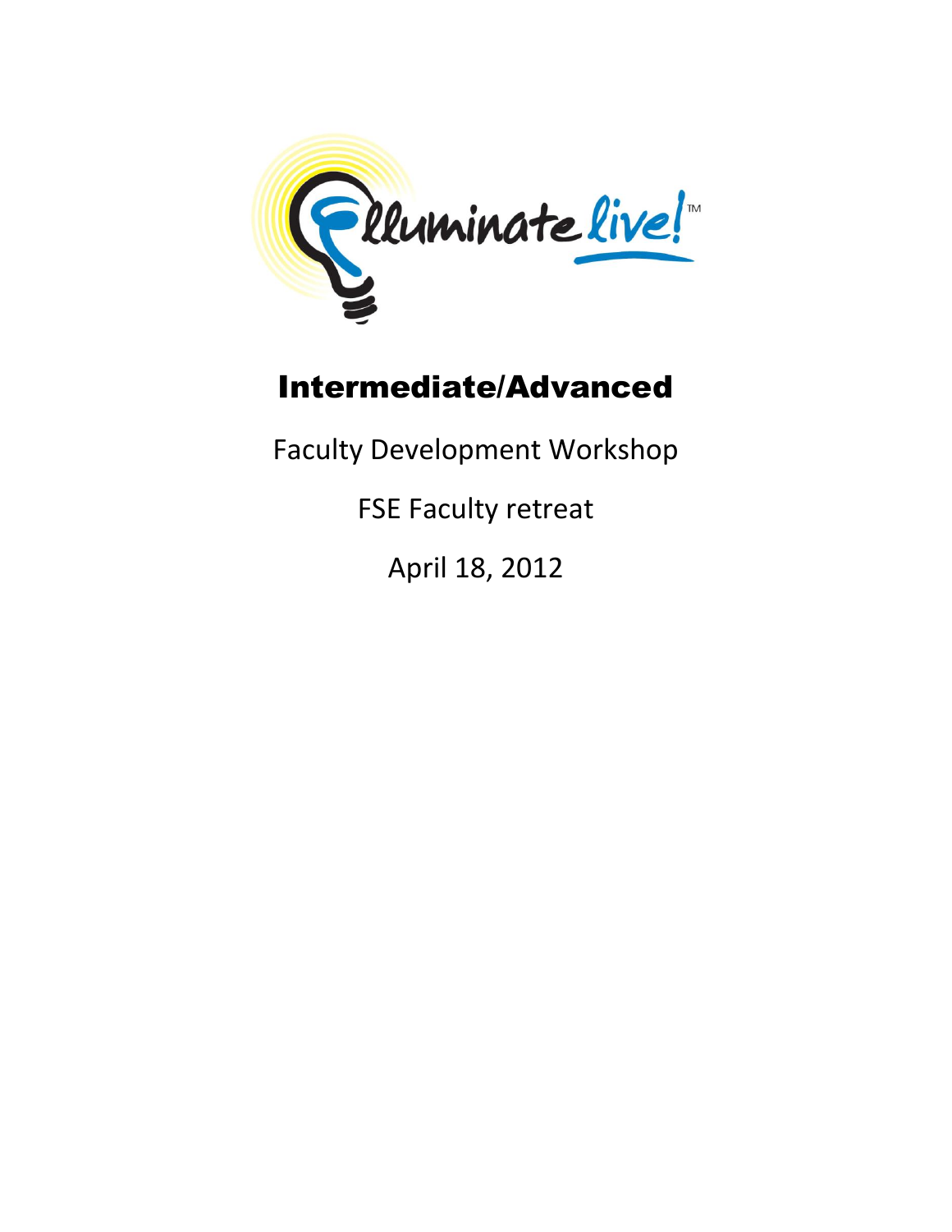# Intermediate/Advanced

Faculty Development Workshop

FSE Faculty retreat

April 18, 2012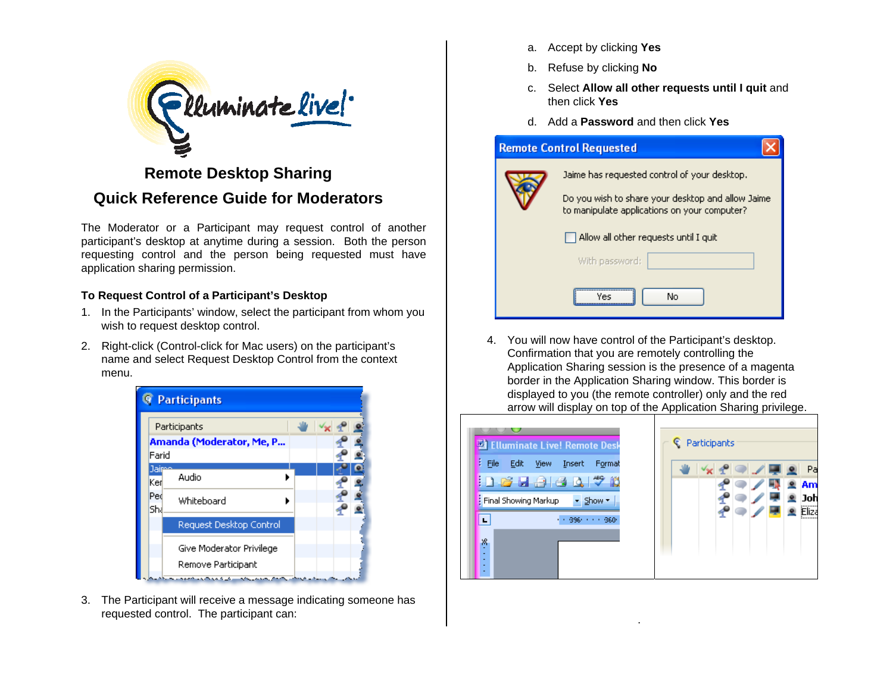# Remote Desktop Sharing

# Quick Reference Guide for Moderators

The Moderator or a Participant may request control of another participant's desktop at anytime during a session. Both the person requesting control and the person being requested must have application sharing permission.

### To Request Control of a Participant's Desktop

1. In the Participants' window, select the participant from whom you wish to request desktop control.
2. Right-click (Control-click for Mac users) on the participant's name and select Request Desktop Control from the context menu.
3. The Participant will receive a message indicating someone has requested control. The participant can:
   a. Accept by clicking **Yes**
   b. Refuse by clicking **No**
   c. Select **Allow all other requests until I quit** and then click **Yes**
   d. Add a **Password** and then click **Yes**
4. You will now have control of the Participant's desktop. Confirmation that you are remotely controlling the Application Sharing session is the presence of a magenta border in the Application Sharing window. This border is displayed to you (the remote controller) only and the red arrow will display on top of the Application Sharing privilege.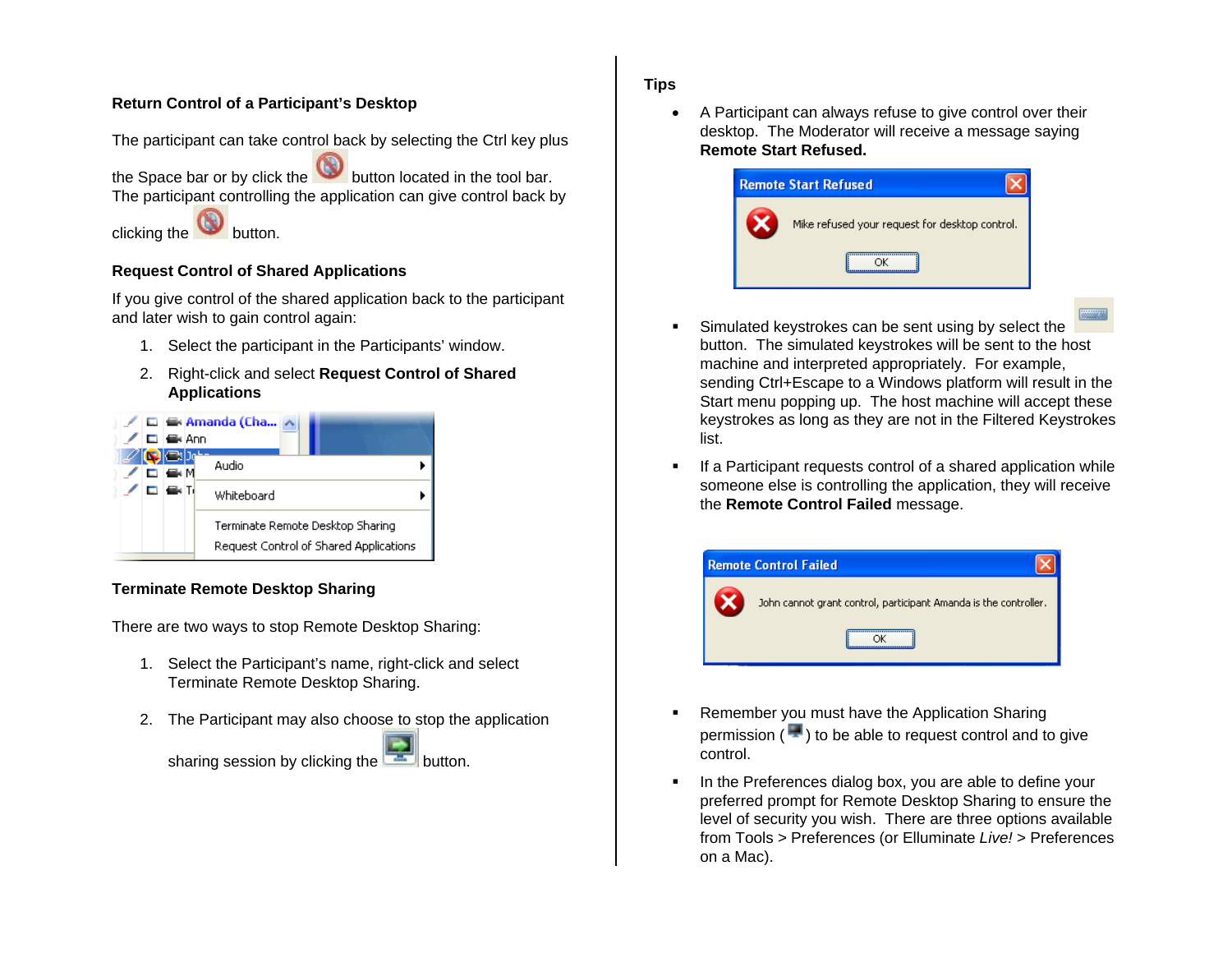### Return Control of a Participant's Desktop

The participant can take control back by selecting the Ctrl key plus the Space bar or by click the button located in the tool bar. The participant controlling the application can give control back by clicking the button.

### Request Control of Shared Applications

If you give control of the shared application back to the participant and later wish to gain control again:

1. Select the participant in the Participants' window.
2. Right-click and select **Request Control of Shared Applications**

### Terminate Remote Desktop Sharing

There are two ways to stop Remote Desktop Sharing:

1. Select the Participant's name, right-click and select Terminate Remote Desktop Sharing.
2. The Participant may also choose to stop the application sharing session by clicking the button.

### Tips

- A Participant can always refuse to give control over their desktop. The Moderator will receive a message saying **Remote Start Refused.**
- Simulated keystrokes can be sent using by select the button. The simulated keystrokes will be sent to the host machine and interpreted appropriately. For example, sending Ctrl+Escape to a Windows platform will result in the Start menu popping up. The host machine will accept these keystrokes as long as they are not in the Filtered Keystrokes list.
- If a Participant requests control of a shared application while someone else is controlling the application, they will receive the **Remote Control Failed** message.
- Remember you must have the Application Sharing permission ( ) to be able to request control and to give control.
- In the Preferences dialog box, you are able to define your preferred prompt for Remote Desktop Sharing to ensure the level of security you wish. There are three options available from Tools > Preferences (or Elluminate *Live!* > Preferences on a Mac).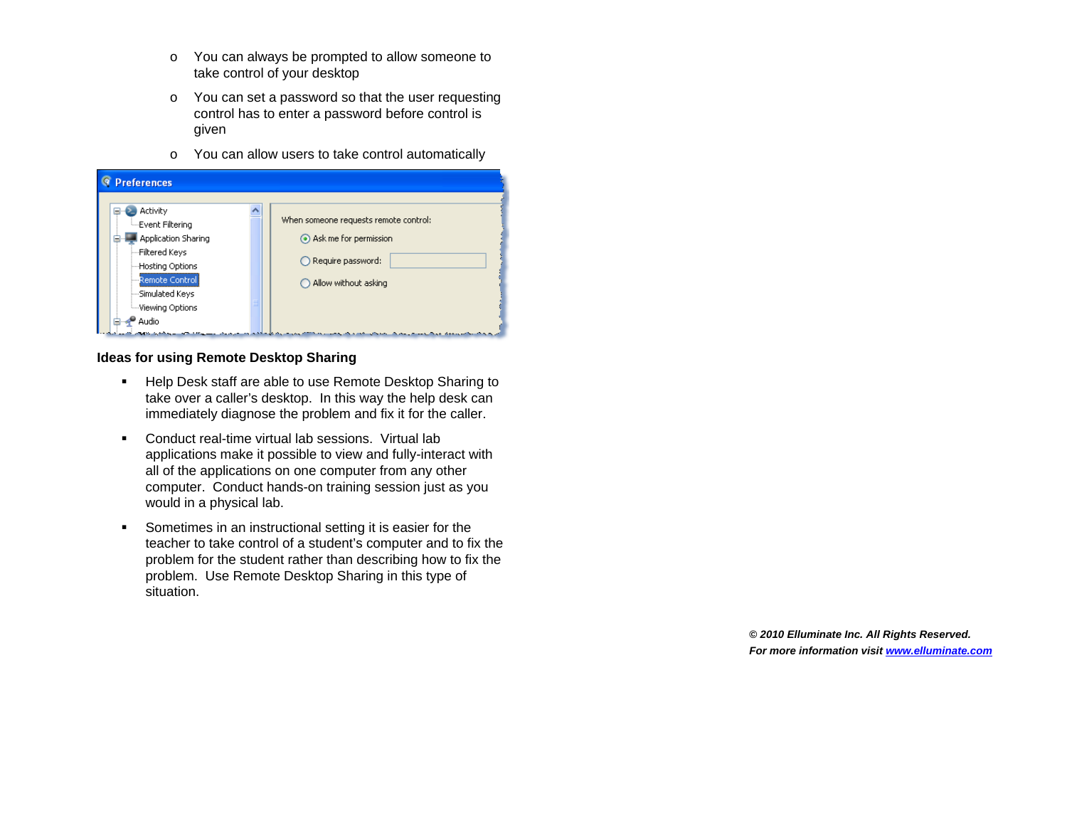- You can always be prompted to allow someone to take control of your desktop
- You can set a password so that the user requesting control has to enter a password before control is given
- You can allow users to take control automatically

### Ideas for using Remote Desktop Sharing

- Help Desk staff are able to use Remote Desktop Sharing to take over a caller's desktop. In this way the help desk can immediately diagnose the problem and fix it for the caller.
- Conduct real-time virtual lab sessions. Virtual lab applications make it possible to view and fully-interact with all of the applications on one computer from any other computer. Conduct hands-on training session just as you would in a physical lab.
- Sometimes in an instructional setting it is easier for the teacher to take control of a student's computer and to fix the problem for the student rather than describing how to fix the problem. Use Remote Desktop Sharing in this type of situation.

***© 2010 Elluminate Inc. All Rights Reserved.***
***For more information visit [www.elluminate.com](http://www.elluminate.com)***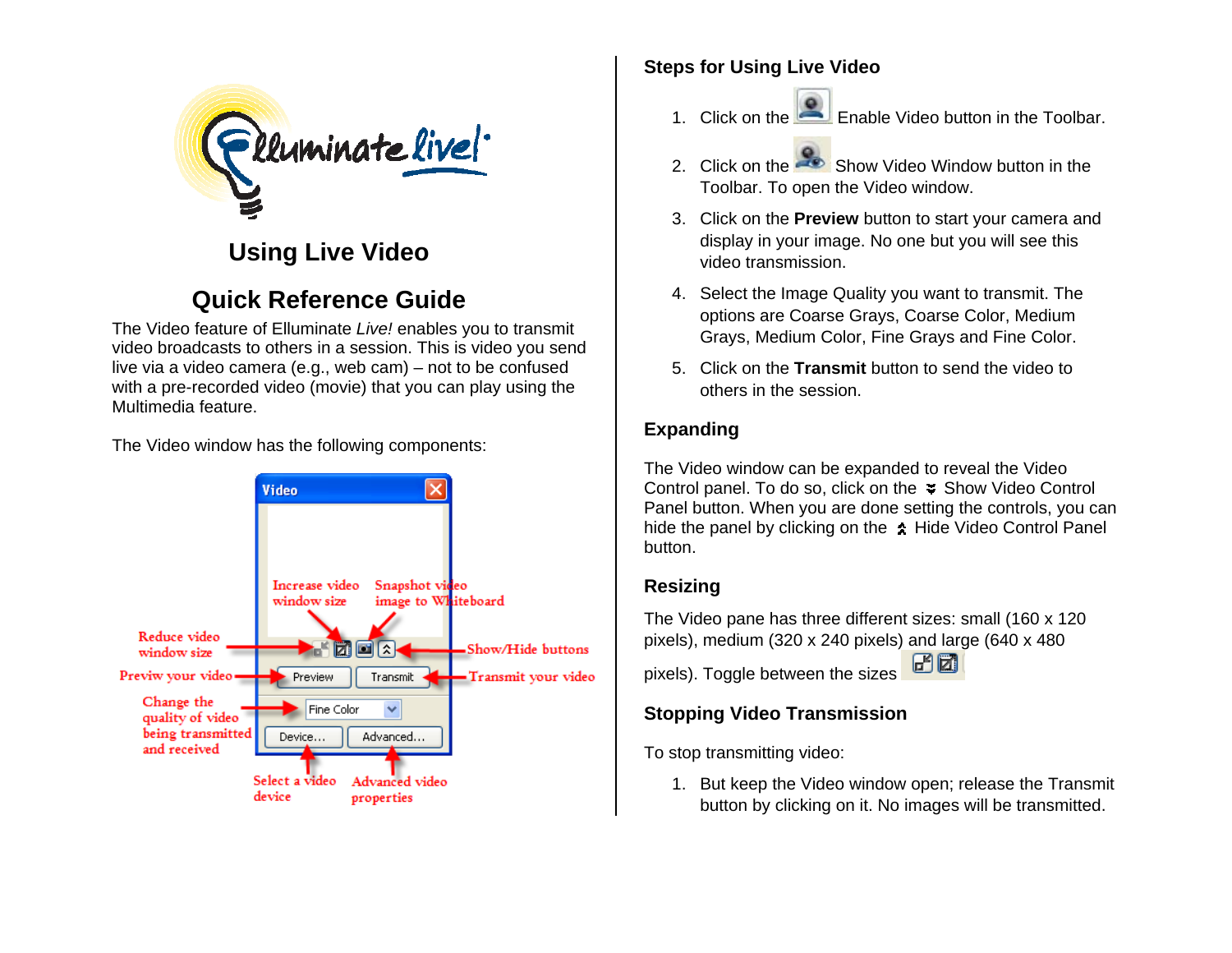# Using Live Video

## Quick Reference Guide

The Video feature of Elluminate *Live!* enables you to transmit video broadcasts to others in a session. This is video you send live via a video camera (e.g., web cam) – not to be confused with a pre-recorded video (movie) that you can play using the Multimedia feature.

The Video window has the following components:

## Steps for Using Live Video

1. Click on the Enable Video button in the Toolbar.
2. Click on the Show Video Window button in the Toolbar. To open the Video window.
3. Click on the **Preview** button to start your camera and display in your image. No one but you will see this video transmission.
4. Select the Image Quality you want to transmit. The options are Coarse Grays, Coarse Color, Medium Grays, Medium Color, Fine Grays and Fine Color.
5. Click on the **Transmit** button to send the video to others in the session.

## Expanding

The Video window can be expanded to reveal the Video Control panel. To do so, click on the Show Video Control Panel button. When you are done setting the controls, you can hide the panel by clicking on the Hide Video Control Panel button.

## Resizing

The Video pane has three different sizes: small (160 x 120 pixels), medium (320 x 240 pixels) and large (640 x 480 pixels). Toggle between the sizes

## Stopping Video Transmission

To stop transmitting video:

1. But keep the Video window open; release the Transmit button by clicking on it. No images will be transmitted.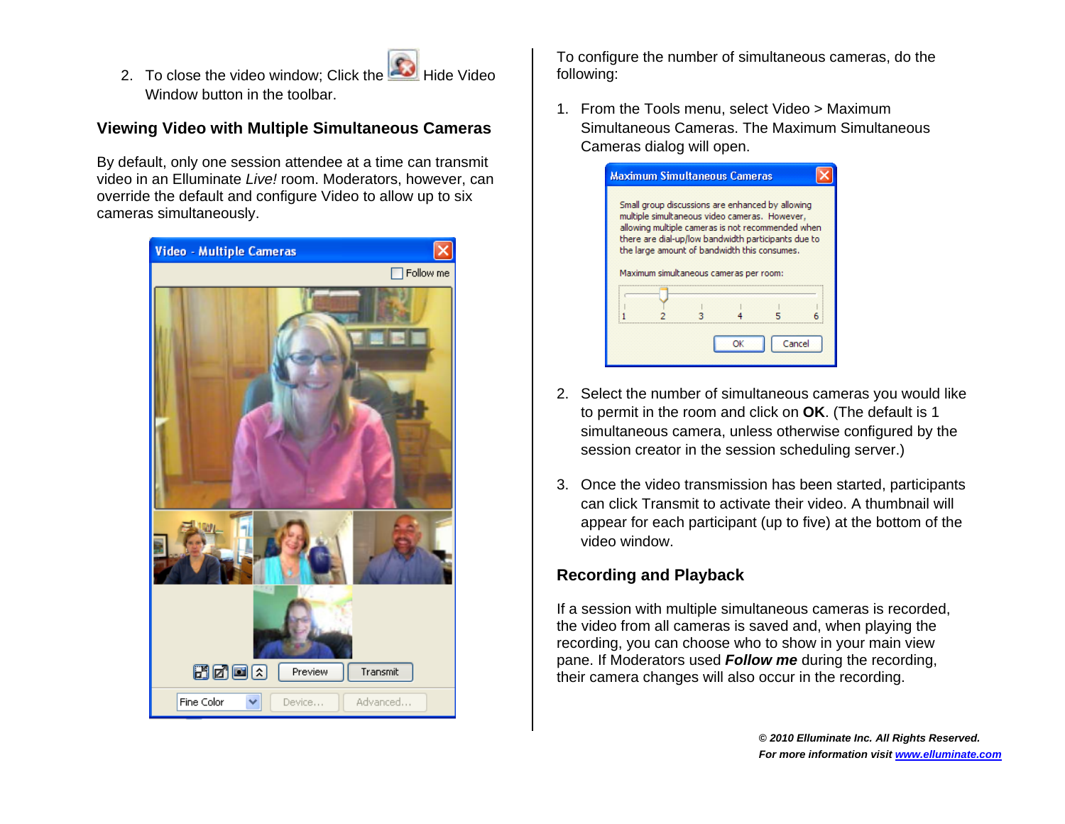2. To close the video window; Click the Hide Video Window button in the toolbar.

## Viewing Video with Multiple Simultaneous Cameras

By default, only one session attendee at a time can transmit video in an Elluminate *Live!* room. Moderators, however, can override the default and configure Video to allow up to six cameras simultaneously.

To configure the number of simultaneous cameras, do the following:

1. From the Tools menu, select Video > Maximum Simultaneous Cameras. The Maximum Simultaneous Cameras dialog will open.
2. Select the number of simultaneous cameras you would like to permit in the room and click on **OK**. (The default is 1 simultaneous camera, unless otherwise configured by the session creator in the session scheduling server.)
3. Once the video transmission has been started, participants can click Transmit to activate their video. A thumbnail will appear for each participant (up to five) at the bottom of the video window.

## Recording and Playback

If a session with multiple simultaneous cameras is recorded, the video from all cameras is saved and, when playing the recording, you can choose who to show in your main view pane. If Moderators used ***Follow me*** during the recording, their camera changes will also occur in the recording.

***© 2010 Elluminate Inc. All Rights Reserved.***
***For more information visit [www.elluminate.com](http://www.elluminate.com)***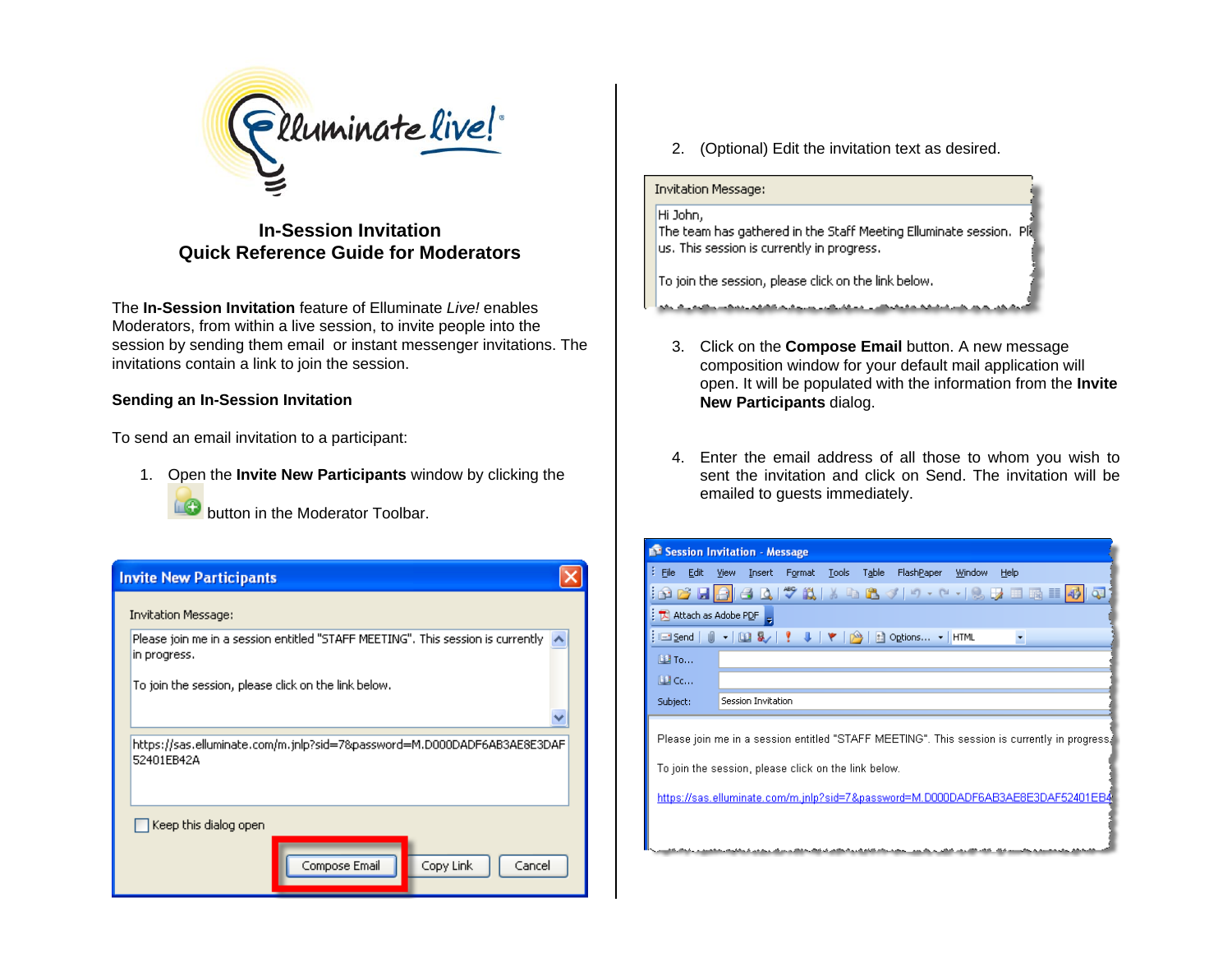## In-Session Invitation
## Quick Reference Guide for Moderators

The **In-Session Invitation** feature of Elluminate *Live!* enables Moderators, from within a live session, to invite people into the session by sending them email or instant messenger invitations. The invitations contain a link to join the session.

### Sending an In-Session Invitation

To send an email invitation to a participant:

1. Open the **Invite New Participants** window by clicking the button in the Moderator Toolbar.

2. (Optional) Edit the invitation text as desired.

3. Click on the **Compose Email** button. A new message composition window for your default mail application will open. It will be populated with the information from the **Invite New Participants** dialog.

4. Enter the email address of all those to whom you wish to sent the invitation and click on Send. The invitation will be emailed to guests immediately.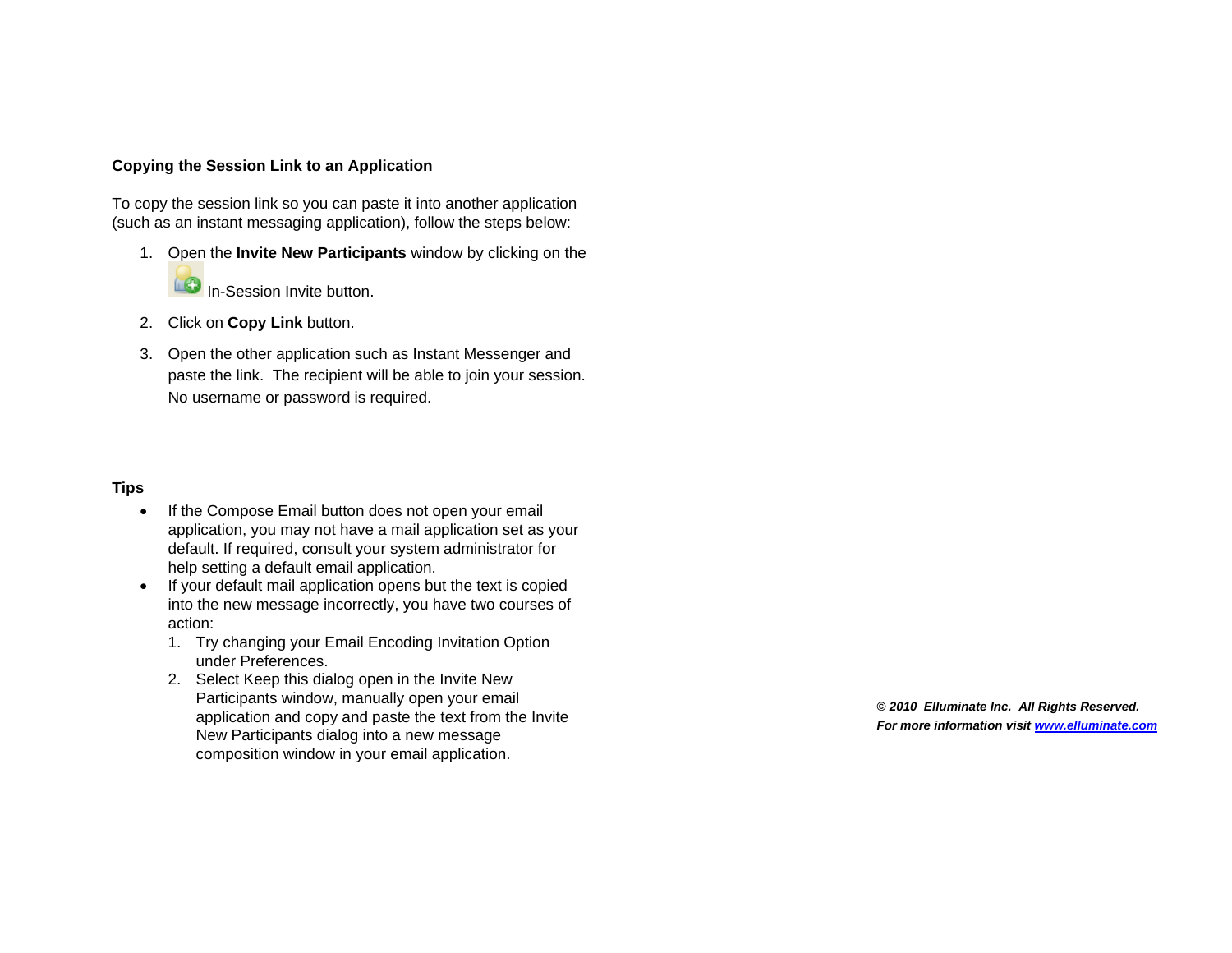**Copying the Session Link to an Application**

To copy the session link so you can paste it into another application (such as an instant messaging application), follow the steps below:

1. Open the **Invite New Participants** window by clicking on the In-Session Invite button.
2. Click on **Copy Link** button.
3. Open the other application such as Instant Messenger and paste the link. The recipient will be able to join your session. No username or password is required.

**Tips**

- If the Compose Email button does not open your email application, you may not have a mail application set as your default. If required, consult your system administrator for help setting a default email application.
- If your default mail application opens but the text is copied into the new message incorrectly, you have two courses of action:
  1. Try changing your Email Encoding Invitation Option under Preferences.
  2. Select Keep this dialog open in the Invite New Participants window, manually open your email application and copy and paste the text from the Invite New Participants dialog into a new message composition window in your email application.

***© 2010 Elluminate Inc. All Rights Reserved.***
***For more information visit [www.elluminate.com](http://www.elluminate.com)***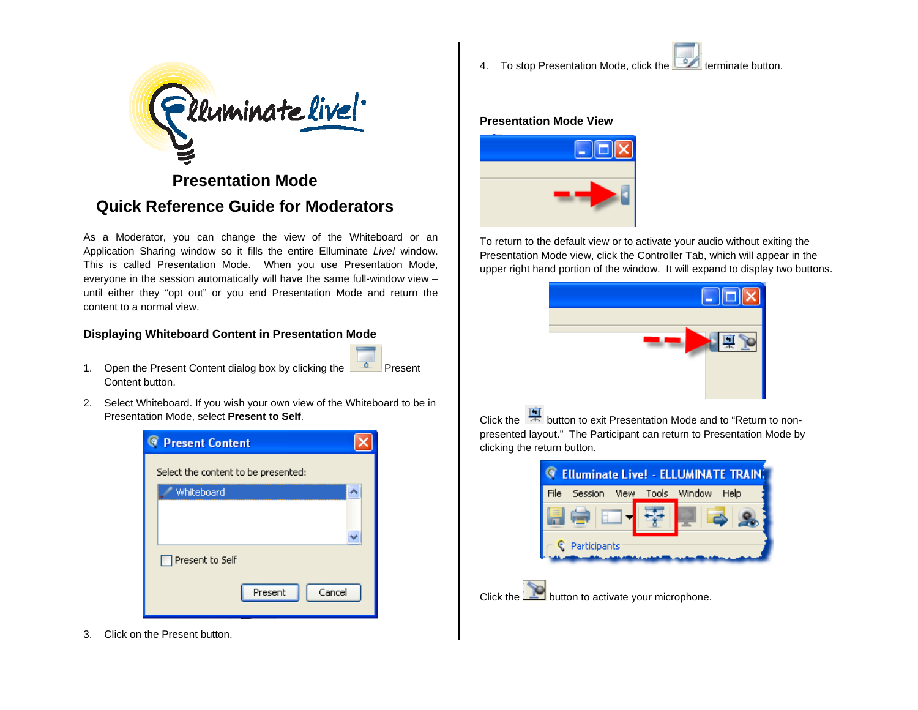# Presentation Mode

## Quick Reference Guide for Moderators

As a Moderator, you can change the view of the Whiteboard or an Application Sharing window so it fills the entire Elluminate *Live!* window. This is called Presentation Mode. When you use Presentation Mode, everyone in the session automatically will have the same full-window view – until either they "opt out" or you end Presentation Mode and return the content to a normal view.

### Displaying Whiteboard Content in Presentation Mode

1. Open the Present Content dialog box by clicking the Present Content button.
2. Select Whiteboard. If you wish your own view of the Whiteboard to be in Presentation Mode, select **Present to Self**.
3. Click on the Present button.
4. To stop Presentation Mode, click the terminate button.

### Presentation Mode View

To return to the default view or to activate your audio without exiting the Presentation Mode view, click the Controller Tab, which will appear in the upper right hand portion of the window. It will expand to display two buttons.

Click the button to exit Presentation Mode and to "Return to non-presented layout." The Participant can return to Presentation Mode by clicking the return button.

Click the button to activate your microphone.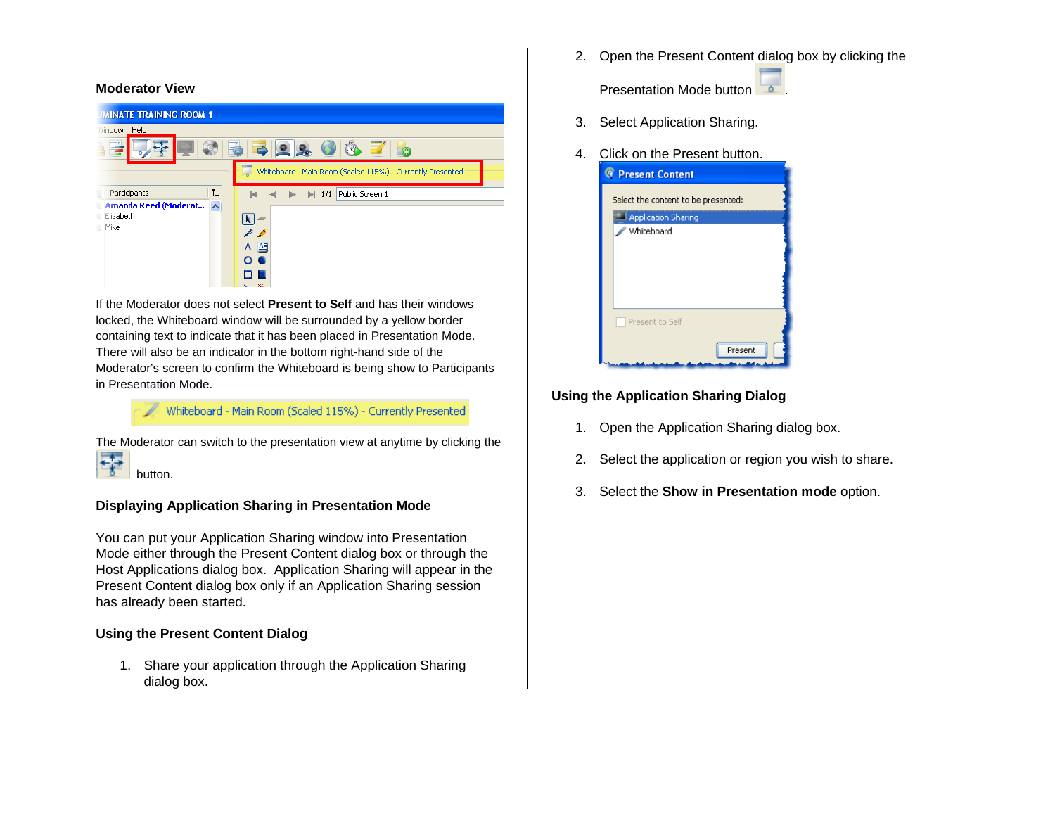**Moderator View**

If the Moderator does not select **Present to Self** and has their windows locked, the Whiteboard window will be surrounded by a yellow border containing text to indicate that it has been placed in Presentation Mode. There will also be an indicator in the bottom right-hand side of the Moderator's screen to confirm the Whiteboard is being show to Participants in Presentation Mode.

The Moderator can switch to the presentation view at anytime by clicking the button.

**Displaying Application Sharing in Presentation Mode**

You can put your Application Sharing window into Presentation Mode either through the Present Content dialog box or through the Host Applications dialog box. Application Sharing will appear in the Present Content dialog box only if an Application Sharing session has already been started.

**Using the Present Content Dialog**

1. Share your application through the Application Sharing dialog box.
2. Open the Present Content dialog box by clicking the Presentation Mode button.
3. Select Application Sharing.
4. Click on the Present button.

**Using the Application Sharing Dialog**

1. Open the Application Sharing dialog box.
2. Select the application or region you wish to share.
3. Select the **Show in Presentation mode** option.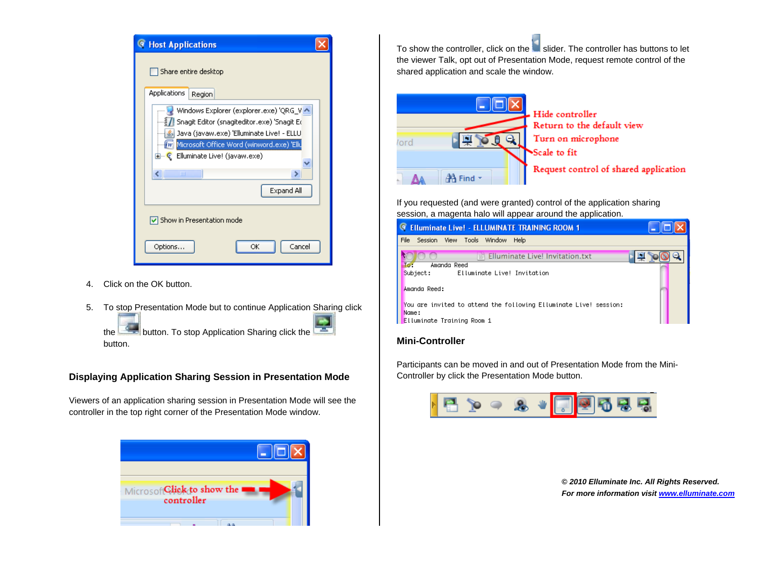4. Click on the OK button.

5. To stop Presentation Mode but to continue Application Sharing click the button. To stop Application Sharing click the button.

## Displaying Application Sharing Session in Presentation Mode

Viewers of an application sharing session in Presentation Mode will see the controller in the top right corner of the Presentation Mode window.

To show the controller, click on the slider. The controller has buttons to let the viewer Talk, opt out of Presentation Mode, request remote control of the shared application and scale the window.

If you requested (and were granted) control of the application sharing session, a magenta halo will appear around the application.

## Mini-Controller

Participants can be moved in and out of Presentation Mode from the Mini-Controller by click the Presentation Mode button.

*© 2010 Elluminate Inc. All Rights Reserved.*
*For more information visit [www.elluminate.com](www.elluminate.com)*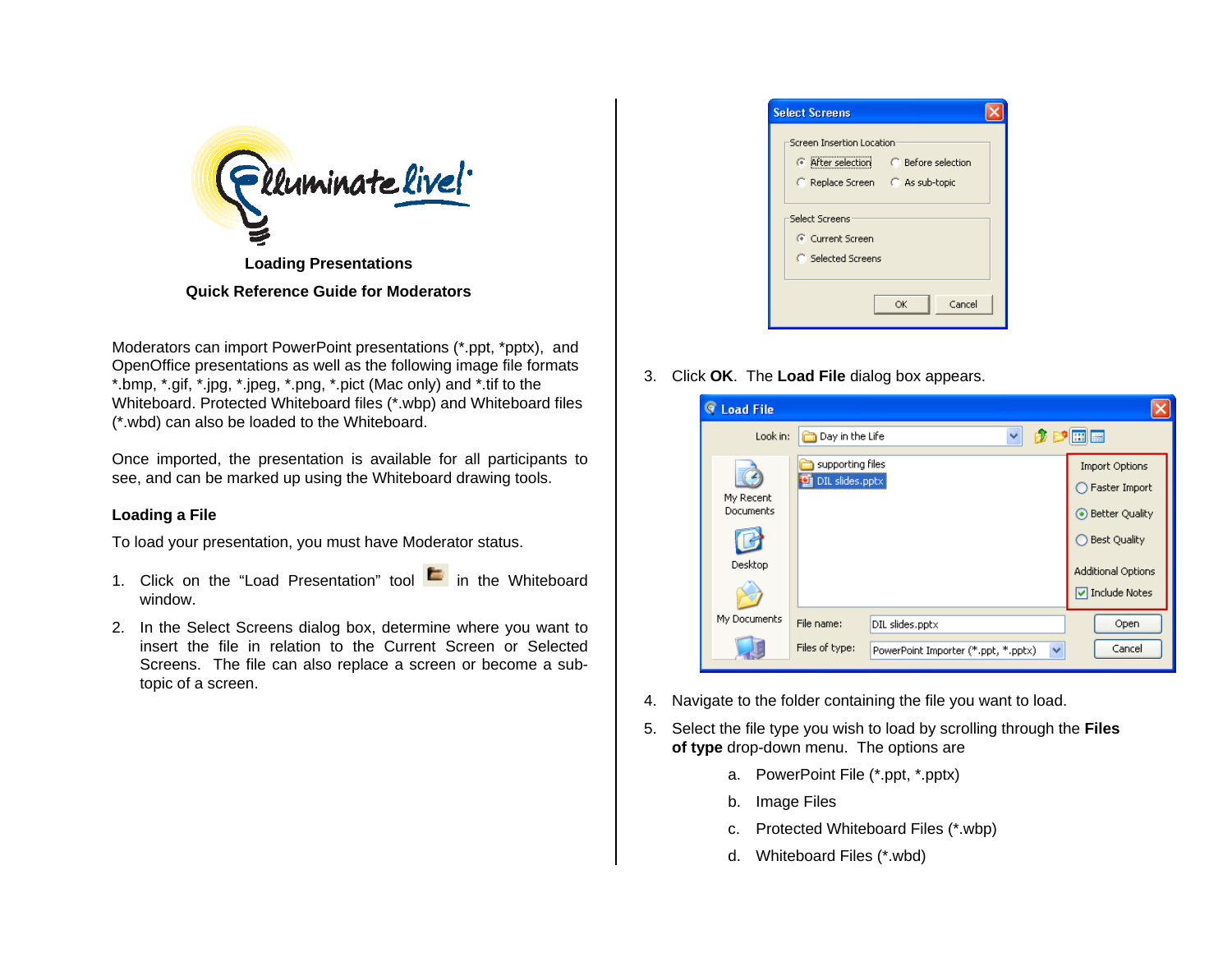## Loading Presentations

## Quick Reference Guide for Moderators

Moderators can import PowerPoint presentations (*.ppt, *pptx), and OpenOffice presentations as well as the following image file formats *.bmp, *.gif, *.jpg, *.jpeg, *.png, *.pict (Mac only) and *.tif to the Whiteboard. Protected Whiteboard files (*.wbp) and Whiteboard files (*.wbd) can also be loaded to the Whiteboard.

Once imported, the presentation is available for all participants to see, and can be marked up using the Whiteboard drawing tools.

### Loading a File

To load your presentation, you must have Moderator status.

1. Click on the “Load Presentation” tool in the Whiteboard window.
2. In the Select Screens dialog box, determine where you want to insert the file in relation to the Current Screen or Selected Screens. The file can also replace a screen or become a sub-topic of a screen.
3. Click **OK**. The **Load File** dialog box appears.
4. Navigate to the folder containing the file you want to load.
5. Select the file type you wish to load by scrolling through the **Files of type** drop-down menu. The options are
   a. PowerPoint File (*.ppt, *.pptx)
   b. Image Files
   c. Protected Whiteboard Files (*.wbp)
   d. Whiteboard Files (*.wbd)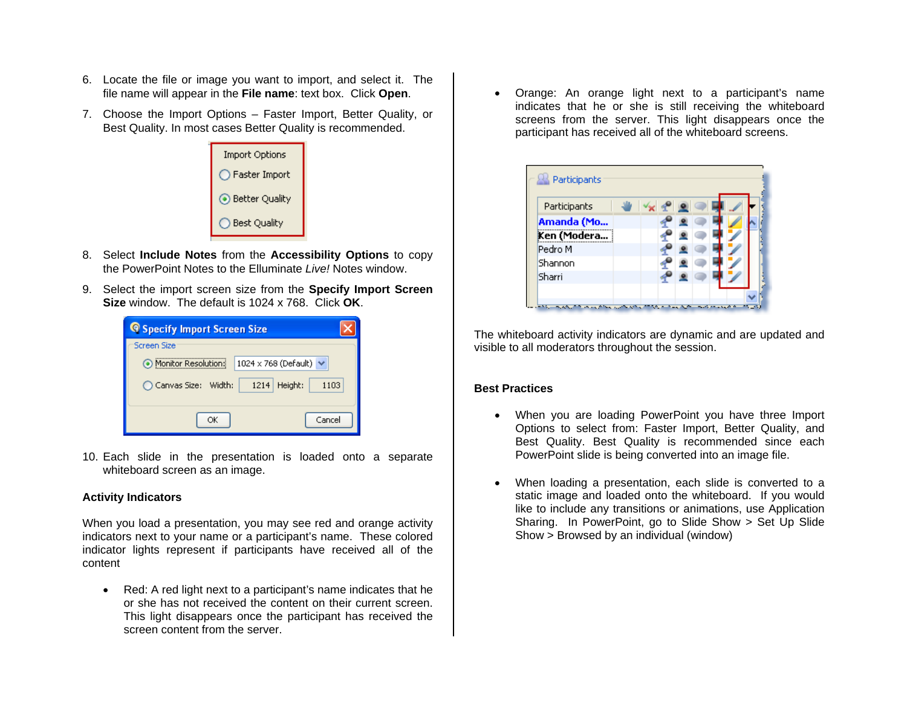6. Locate the file or image you want to import, and select it. The file name will appear in the **File name**: text box. Click **Open**.

7. Choose the Import Options – Faster Import, Better Quality, or Best Quality. In most cases Better Quality is recommended.

8. Select **Include Notes** from the **Accessibility Options** to copy the PowerPoint Notes to the Elluminate *Live!* Notes window.

9. Select the import screen size from the **Specify Import Screen Size** window. The default is 1024 x 768. Click **OK**.

10. Each slide in the presentation is loaded onto a separate whiteboard screen as an image.

### Activity Indicators

When you load a presentation, you may see red and orange activity indicators next to your name or a participant's name. These colored indicator lights represent if participants have received all of the content

- Red: A red light next to a participant's name indicates that he or she has not received the content on their current screen. This light disappears once the participant has received the screen content from the server.

- Orange: An orange light next to a participant's name indicates that he or she is still receiving the whiteboard screens from the server. This light disappears once the participant has received all of the whiteboard screens.

The whiteboard activity indicators are dynamic and are updated and visible to all moderators throughout the session.

### Best Practices

- When you are loading PowerPoint you have three Import Options to select from: Faster Import, Better Quality, and Best Quality. Best Quality is recommended since each PowerPoint slide is being converted into an image file.

- When loading a presentation, each slide is converted to a static image and loaded onto the whiteboard. If you would like to include any transitions or animations, use Application Sharing. In PowerPoint, go to Slide Show > Set Up Slide Show > Browsed by an individual (window)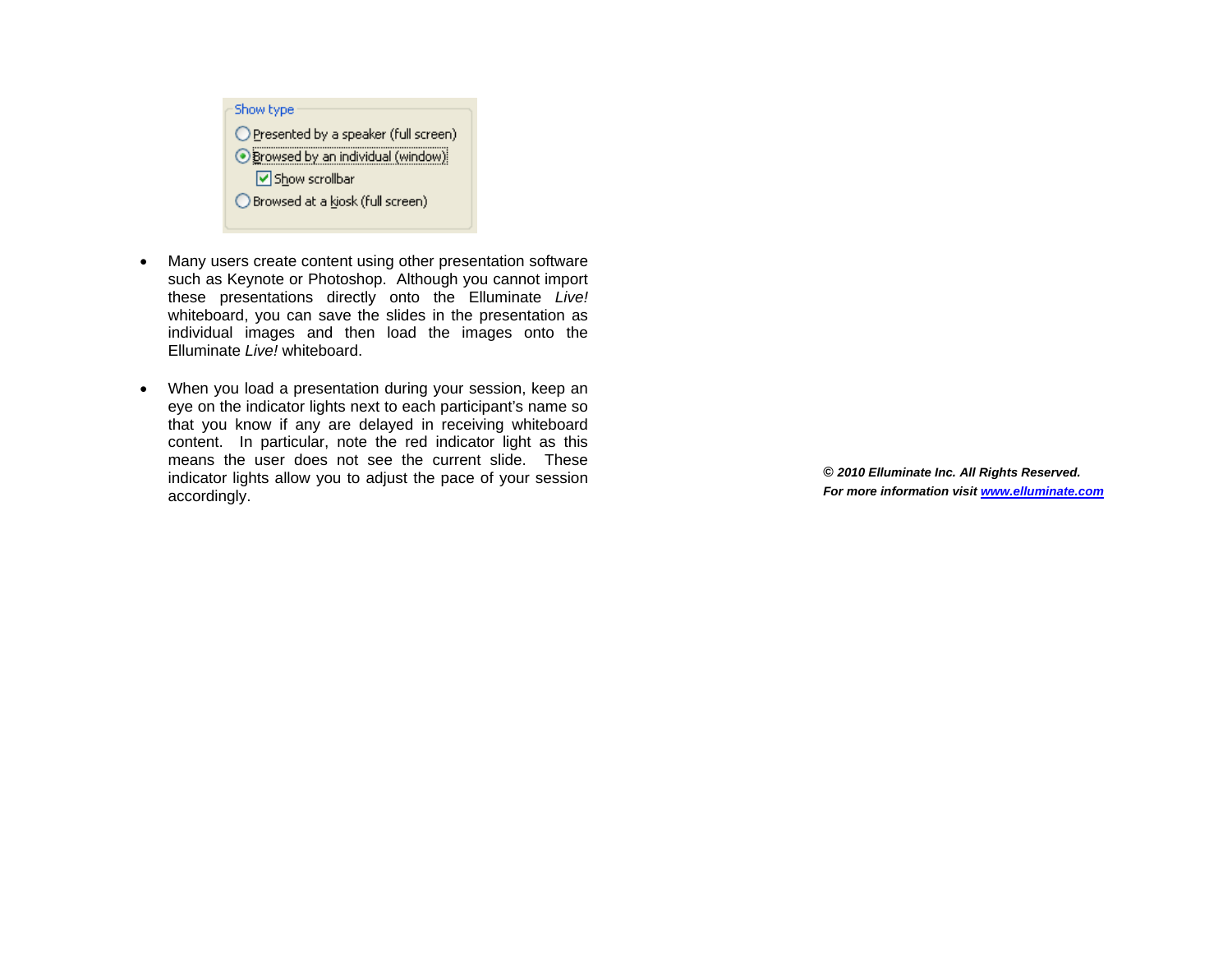Show type

- Presented by a speaker (full screen)
- Browsed by an individual (window)
  - Show scrollbar
- Browsed at a kiosk (full screen)

- Many users create content using other presentation software such as Keynote or Photoshop. Although you cannot import these presentations directly onto the Elluminate *Live!* whiteboard, you can save the slides in the presentation as individual images and then load the images onto the Elluminate *Live!* whiteboard.

- When you load a presentation during your session, keep an eye on the indicator lights next to each participant's name so that you know if any are delayed in receiving whiteboard content. In particular, note the red indicator light as this means the user does not see the current slide. These indicator lights allow you to adjust the pace of your session accordingly.

***© 2010 Elluminate Inc. All Rights Reserved.***

***For more information visit www.elluminate.com***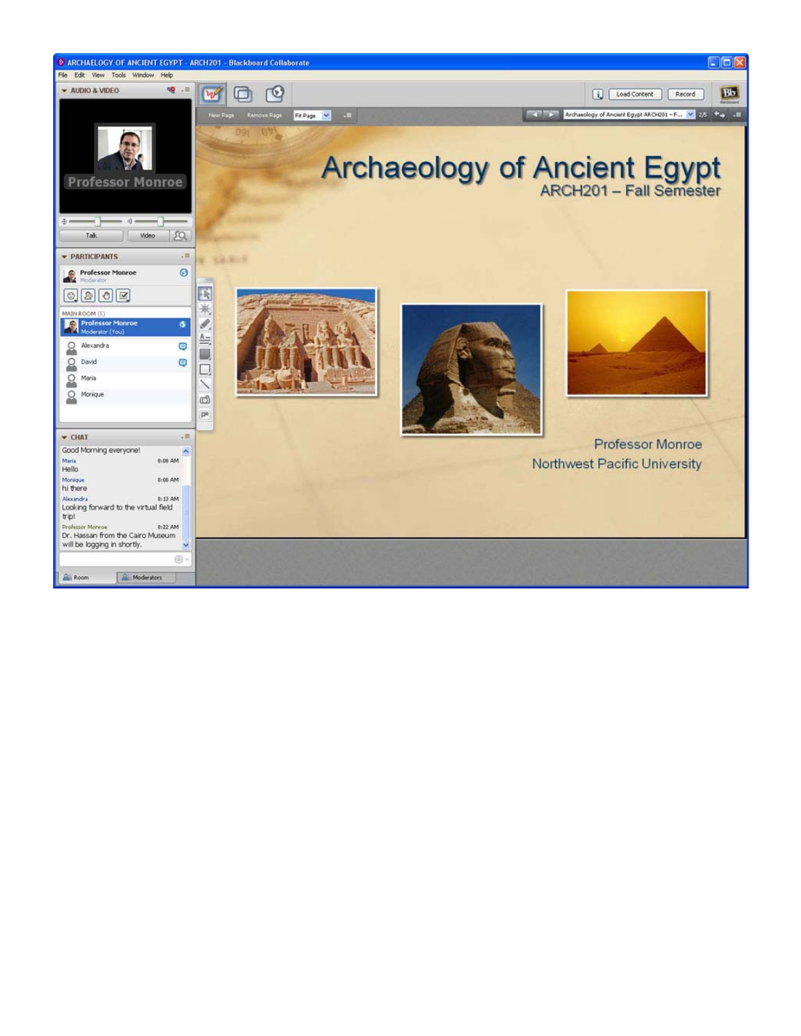ARCHAELOGY OF ANCIENT EGYPT - ARCH201 - Blackboard Collaborate

File Edit View Tools Window Help

AUDIO & VIDEO

Professor Monroe

Talk Video

PARTICIPANTS

Professor Monroe
Moderator

MAIN ROOM (5)

Professor Monroe
Moderator (You)

Alexandra

David

Maria

Monique

CHAT

Good Morning everyone!

Maria 8:08 AM
Hello

Monique 8:08 AM
hi there

Alexandra 8:13 AM
Looking forward to the virtual field trip!

Professor Monroe 8:22 AM
Dr. Hassan from the Cairo Museum will be logging in shortly.

Room Moderators

Load Content Record

New Page Remove Page Fit Page

Archaeology of Ancient Egypt ARCH201 – F... 2/5

# Archaeology of Ancient Egypt

## ARCH201 – Fall Semester

Professor Monroe
Northwest Pacific University